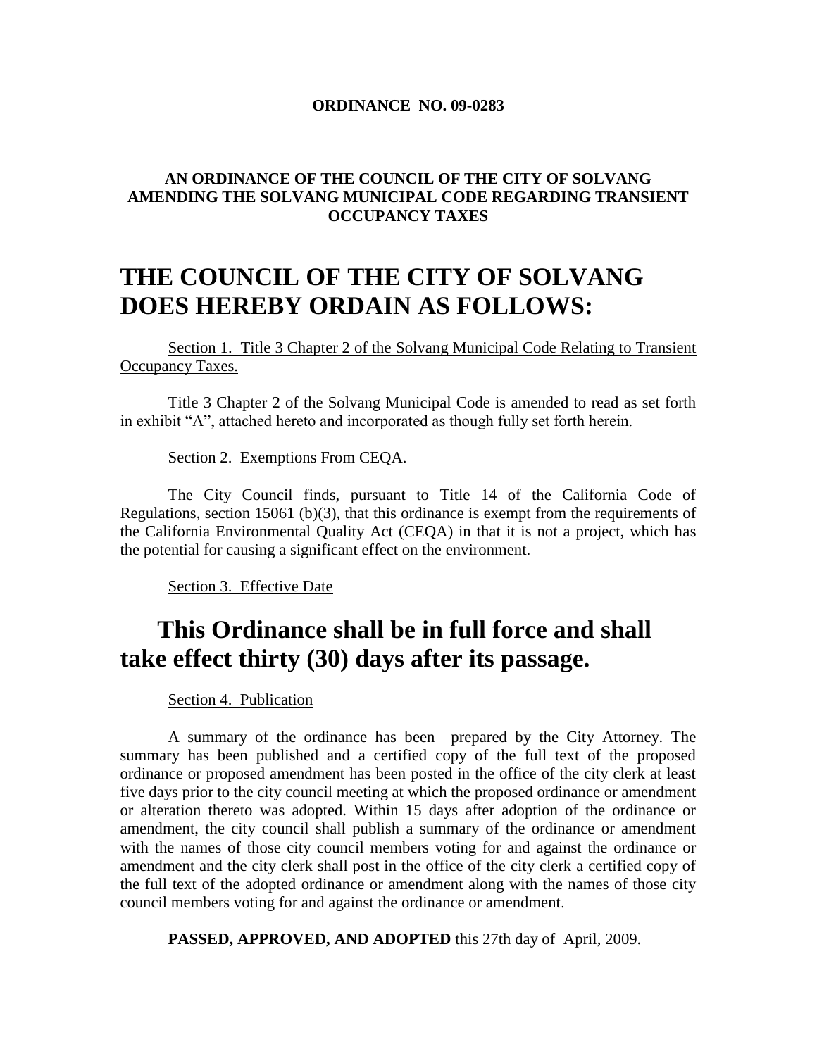**ORDINANCE NO. 09-0283**

**AN ORDINANCE OF THE COUNCIL OF THE CITY OF SOLVANG AMENDING THE SOLVANG MUNICIPAL CODE REGARDING TRANSIENT OCCUPANCY TAXES**

# THE COUNCIL OF THE CITY OF SOLVANG DOES HEREBY ORDAIN AS FOLLOWS:

Section 1. Title 3 Chapter 2 of the Solvang Municipal Code Relating to Transient Occupancy Taxes.

Title 3 Chapter 2 of the Solvang Municipal Code is amended to read as set forth in exhibit "A", attached hereto and incorporated as though fully set forth herein.

Section 2. Exemptions From CEQA.

The City Council finds, pursuant to Title 14 of the California Code of Regulations, section 15061 (b)(3), that this ordinance is exempt from the requirements of the California Environmental Quality Act (CEQA) in that it is not a project, which has the potential for causing a significant effect on the environment.

Section 3. Effective Date

# This Ordinance shall be in full force and shall take effect thirty (30) days after its passage.

Section 4. Publication

A summary of the ordinance has been prepared by the City Attorney. The summary has been published and a certified copy of the full text of the proposed ordinance or proposed amendment has been posted in the office of the city clerk at least five days prior to the city council meeting at which the proposed ordinance or amendment or alteration thereto was adopted. Within 15 days after adoption of the ordinance or amendment, the city council shall publish a summary of the ordinance or amendment with the names of those city council members voting for and against the ordinance or amendment and the city clerk shall post in the office of the city clerk a certified copy of the full text of the adopted ordinance or amendment along with the names of those city council members voting for and against the ordinance or amendment.

**PASSED, APPROVED, AND ADOPTED** this 27th day of April, 2009.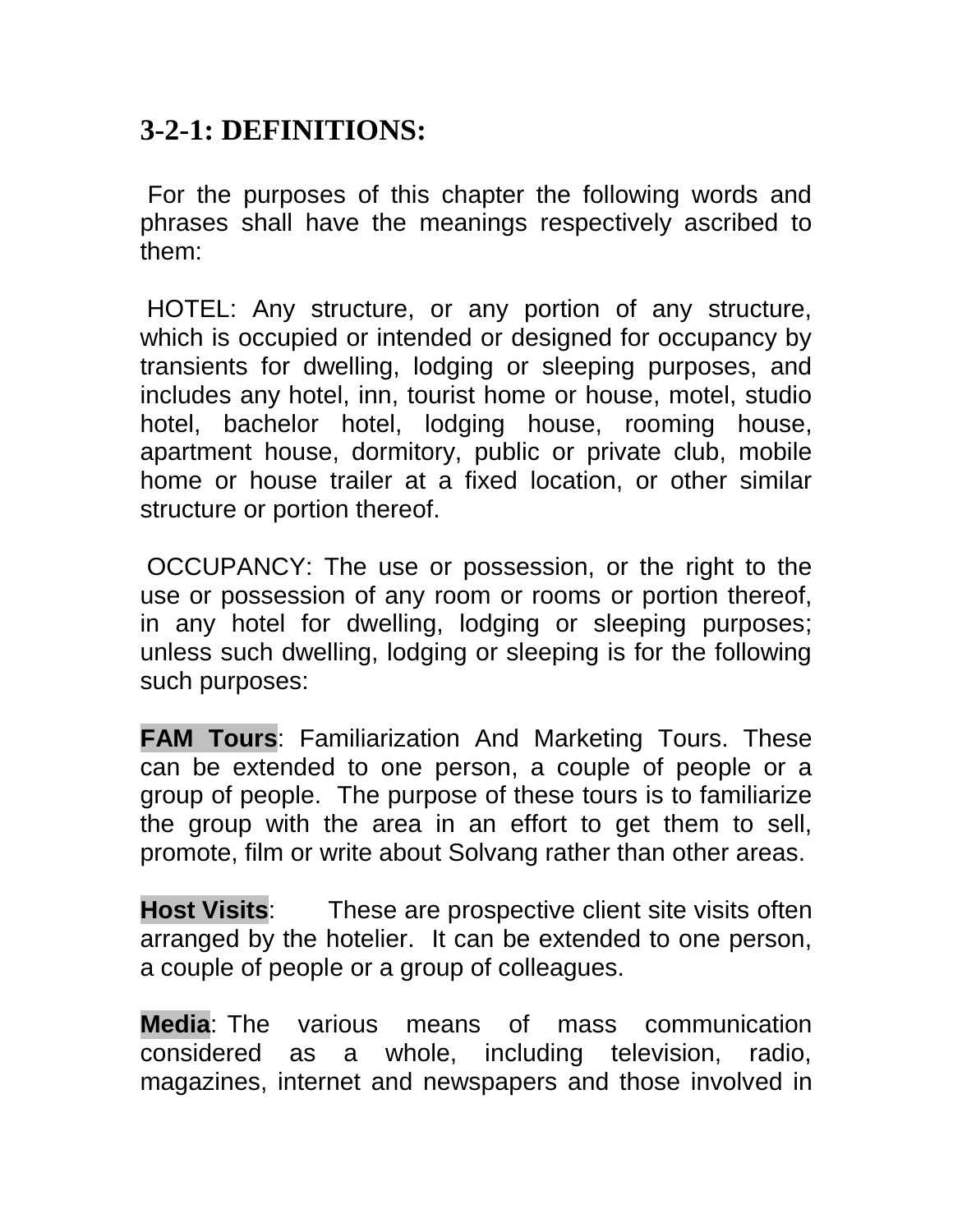## 3-2-1: DEFINITIONS:

For the purposes of this chapter the following words and phrases shall have the meanings respectively ascribed to them:

HOTEL: Any structure, or any portion of any structure, which is occupied or intended or designed for occupancy by transients for dwelling, lodging or sleeping purposes, and includes any hotel, inn, tourist home or house, motel, studio hotel, bachelor hotel, lodging house, rooming house, apartment house, dormitory, public or private club, mobile home or house trailer at a fixed location, or other similar structure or portion thereof.

OCCUPANCY: The use or possession, or the right to the use or possession of any room or rooms or portion thereof, in any hotel for dwelling, lodging or sleeping purposes; unless such dwelling, lodging or sleeping is for the following such purposes:

**FAM Tours**: Familiarization And Marketing Tours. These can be extended to one person, a couple of people or a group of people. The purpose of these tours is to familiarize the group with the area in an effort to get them to sell, promote, film or write about Solvang rather than other areas.

**Host Visits**: These are prospective client site visits often arranged by the hotelier. It can be extended to one person, a couple of people or a group of colleagues.

**Media**: The various means of mass communication considered as a whole, including television, radio, magazines, internet and newspapers and those involved in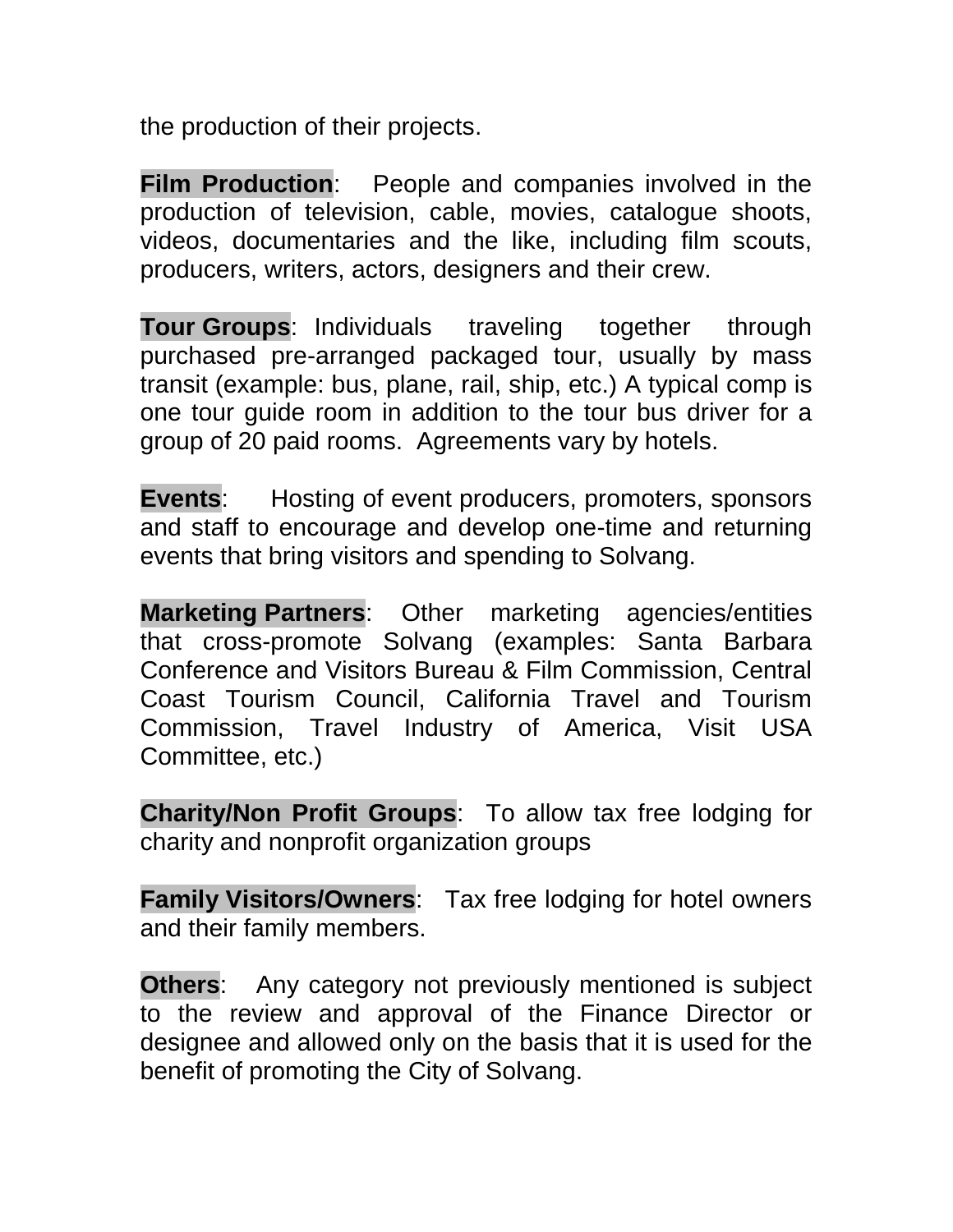the production of their projects.

**Film Production**: People and companies involved in the production of television, cable, movies, catalogue shoots, videos, documentaries and the like, including film scouts, producers, writers, actors, designers and their crew.

**Tour Groups**: Individuals traveling together through purchased pre-arranged packaged tour, usually by mass transit (example: bus, plane, rail, ship, etc.) A typical comp is one tour guide room in addition to the tour bus driver for a group of 20 paid rooms. Agreements vary by hotels.

**Events**: Hosting of event producers, promoters, sponsors and staff to encourage and develop one-time and returning events that bring visitors and spending to Solvang.

**Marketing Partners**: Other marketing agencies/entities that cross-promote Solvang (examples: Santa Barbara Conference and Visitors Bureau & Film Commission, Central Coast Tourism Council, California Travel and Tourism Commission, Travel Industry of America, Visit USA Committee, etc.)

**Charity/Non Profit Groups**: To allow tax free lodging for charity and nonprofit organization groups

**Family Visitors/Owners**: Tax free lodging for hotel owners and their family members.

**Others**: Any category not previously mentioned is subject to the review and approval of the Finance Director or designee and allowed only on the basis that it is used for the benefit of promoting the City of Solvang.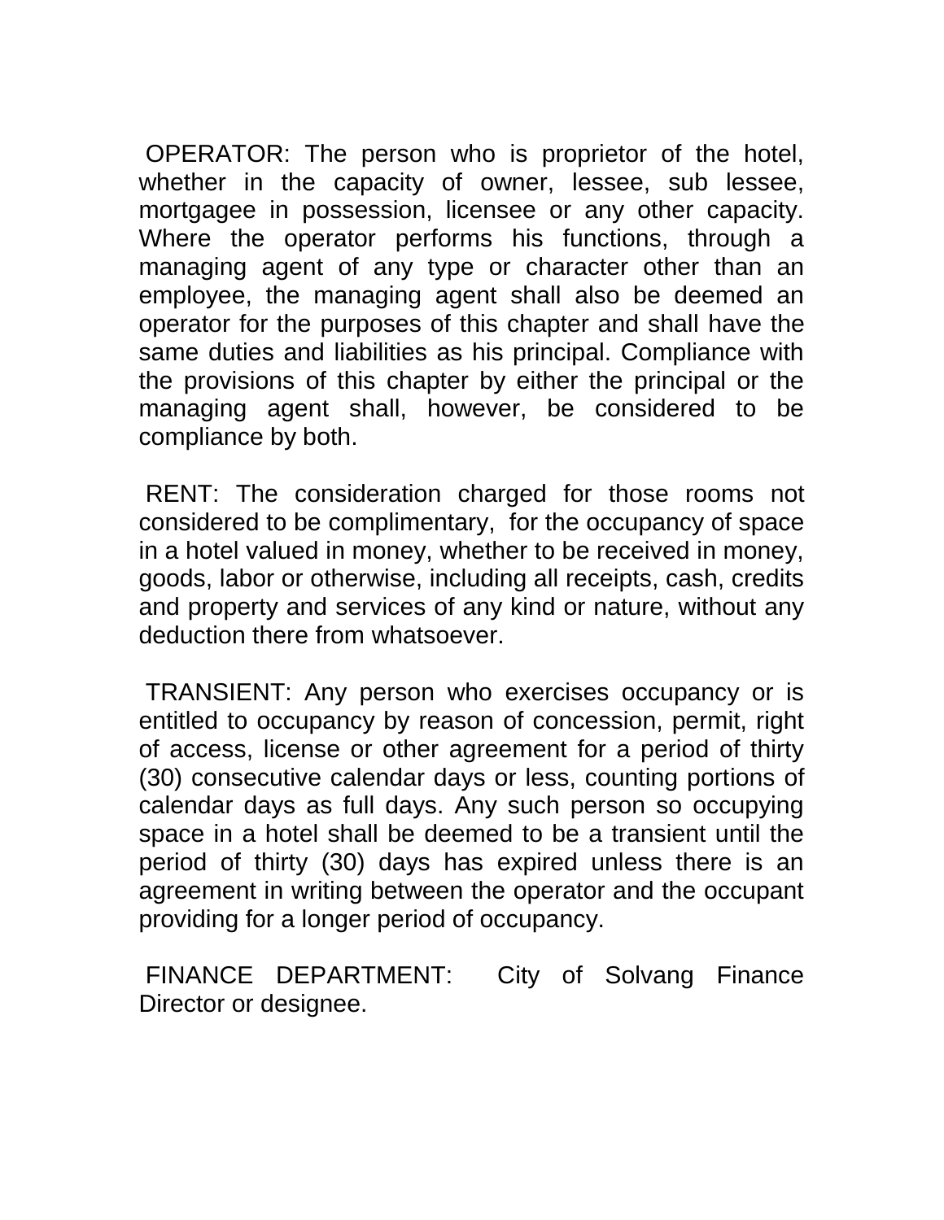OPERATOR: The person who is proprietor of the hotel, whether in the capacity of owner, lessee, sub lessee, mortgagee in possession, licensee or any other capacity. Where the operator performs his functions, through a managing agent of any type or character other than an employee, the managing agent shall also be deemed an operator for the purposes of this chapter and shall have the same duties and liabilities as his principal. Compliance with the provisions of this chapter by either the principal or the managing agent shall, however, be considered to be compliance by both.

RENT: The consideration charged for those rooms not considered to be complimentary, for the occupancy of space in a hotel valued in money, whether to be received in money, goods, labor or otherwise, including all receipts, cash, credits and property and services of any kind or nature, without any deduction there from whatsoever.

TRANSIENT: Any person who exercises occupancy or is entitled to occupancy by reason of concession, permit, right of access, license or other agreement for a period of thirty (30) consecutive calendar days or less, counting portions of calendar days as full days. Any such person so occupying space in a hotel shall be deemed to be a transient until the period of thirty (30) days has expired unless there is an agreement in writing between the operator and the occupant providing for a longer period of occupancy.

FINANCE DEPARTMENT: City of Solvang Finance Director or designee.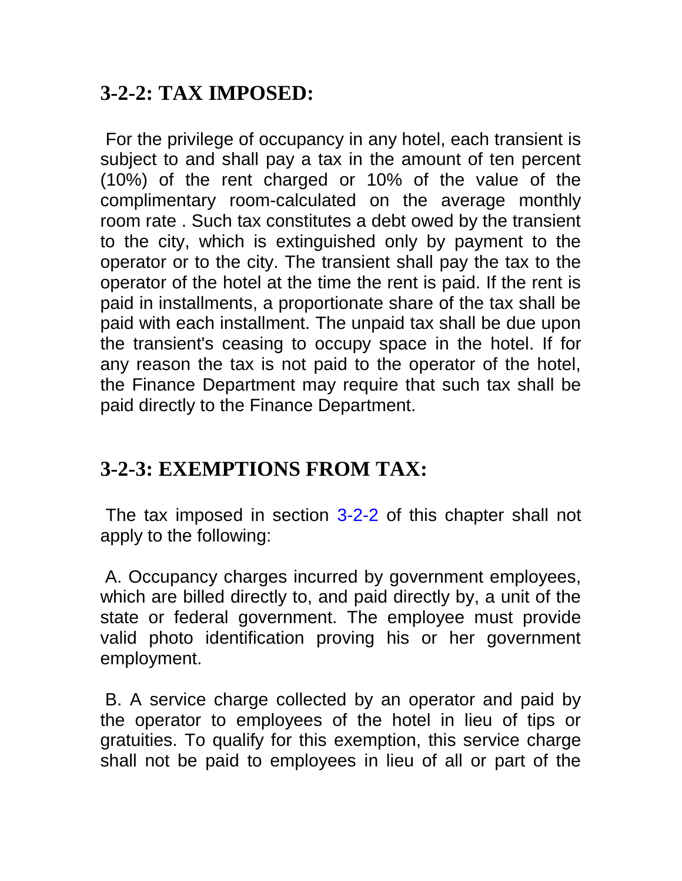## 3-2-2: TAX IMPOSED:

For the privilege of occupancy in any hotel, each transient is subject to and shall pay a tax in the amount of ten percent (10%) of the rent charged or 10% of the value of the complimentary room-calculated on the average monthly room rate . Such tax constitutes a debt owed by the transient to the city, which is extinguished only by payment to the operator or to the city. The transient shall pay the tax to the operator of the hotel at the time the rent is paid. If the rent is paid in installments, a proportionate share of the tax shall be paid with each installment. The unpaid tax shall be due upon the transient's ceasing to occupy space in the hotel. If for any reason the tax is not paid to the operator of the hotel, the Finance Department may require that such tax shall be paid directly to the Finance Department.

## 3-2-3: EXEMPTIONS FROM TAX:

The tax imposed in section 3-2-2 of this chapter shall not apply to the following:

A. Occupancy charges incurred by government employees, which are billed directly to, and paid directly by, a unit of the state or federal government. The employee must provide valid photo identification proving his or her government employment.

B. A service charge collected by an operator and paid by the operator to employees of the hotel in lieu of tips or gratuities. To qualify for this exemption, this service charge shall not be paid to employees in lieu of all or part of the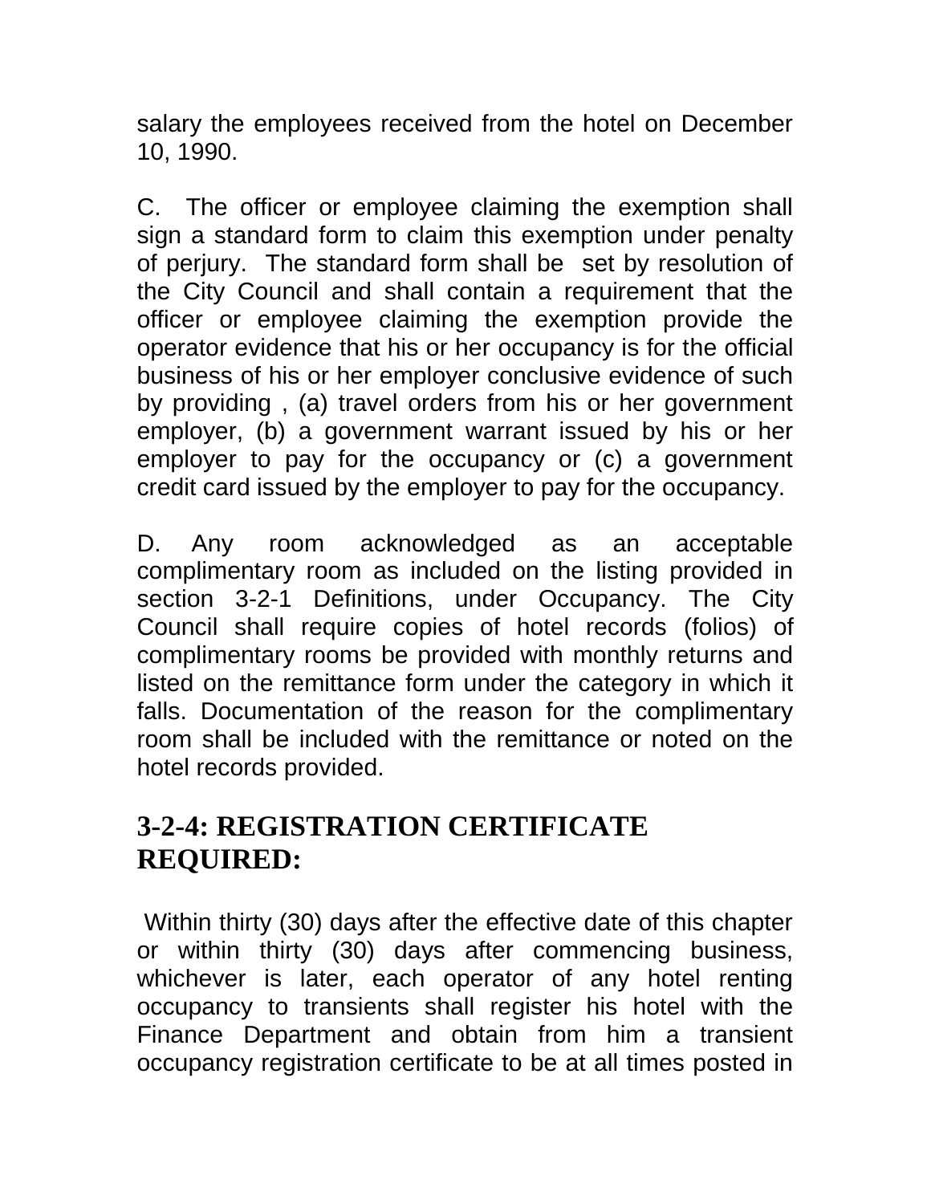salary the employees received from the hotel on December 10, 1990.

C. The officer or employee claiming the exemption shall sign a standard form to claim this exemption under penalty of perjury. The standard form shall be set by resolution of the City Council and shall contain a requirement that the officer or employee claiming the exemption provide the operator evidence that his or her occupancy is for the official business of his or her employer conclusive evidence of such by providing , (a) travel orders from his or her government employer, (b) a government warrant issued by his or her employer to pay for the occupancy or (c) a government credit card issued by the employer to pay for the occupancy.

D. Any room acknowledged as an acceptable complimentary room as included on the listing provided in section 3-2-1 Definitions, under Occupancy. The City Council shall require copies of hotel records (folios) of complimentary rooms be provided with monthly returns and listed on the remittance form under the category in which it falls. Documentation of the reason for the complimentary room shall be included with the remittance or noted on the hotel records provided.

## 3-2-4: REGISTRATION CERTIFICATE REQUIRED:

Within thirty (30) days after the effective date of this chapter or within thirty (30) days after commencing business, whichever is later, each operator of any hotel renting occupancy to transients shall register his hotel with the Finance Department and obtain from him a transient occupancy registration certificate to be at all times posted in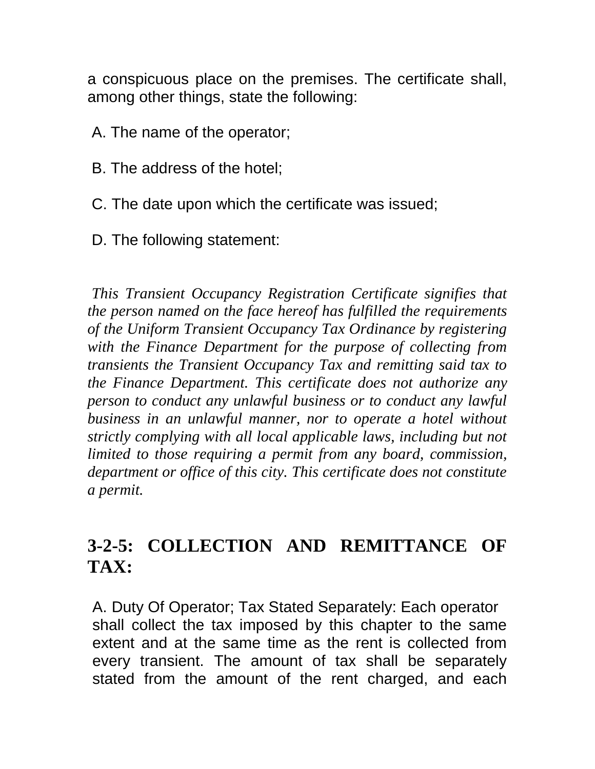a conspicuous place on the premises. The certificate shall, among other things, state the following:

A. The name of the operator;

B. The address of the hotel;

C. The date upon which the certificate was issued;

D. The following statement:

*This Transient Occupancy Registration Certificate signifies that the person named on the face hereof has fulfilled the requirements of the Uniform Transient Occupancy Tax Ordinance by registering with the Finance Department for the purpose of collecting from transients the Transient Occupancy Tax and remitting said tax to the Finance Department. This certificate does not authorize any person to conduct any unlawful business or to conduct any lawful business in an unlawful manner, nor to operate a hotel without strictly complying with all local applicable laws, including but not limited to those requiring a permit from any board, commission, department or office of this city. This certificate does not constitute a permit.*

## 3-2-5: COLLECTION AND REMITTANCE OF TAX:

A. Duty Of Operator; Tax Stated Separately: Each operator shall collect the tax imposed by this chapter to the same extent and at the same time as the rent is collected from every transient. The amount of tax shall be separately stated from the amount of the rent charged, and each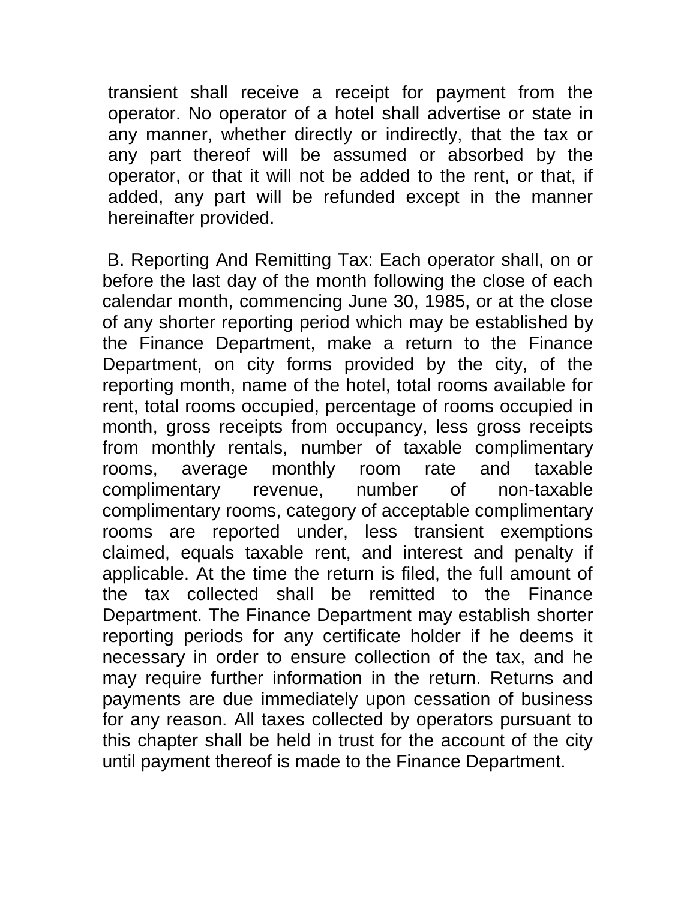transient shall receive a receipt for payment from the operator. No operator of a hotel shall advertise or state in any manner, whether directly or indirectly, that the tax or any part thereof will be assumed or absorbed by the operator, or that it will not be added to the rent, or that, if added, any part will be refunded except in the manner hereinafter provided.

B. Reporting And Remitting Tax: Each operator shall, on or before the last day of the month following the close of each calendar month, commencing June 30, 1985, or at the close of any shorter reporting period which may be established by the Finance Department, make a return to the Finance Department, on city forms provided by the city, of the reporting month, name of the hotel, total rooms available for rent, total rooms occupied, percentage of rooms occupied in month, gross receipts from occupancy, less gross receipts from monthly rentals, number of taxable complimentary rooms, average monthly room rate and taxable complimentary revenue, number of non-taxable complimentary rooms, category of acceptable complimentary rooms are reported under, less transient exemptions claimed, equals taxable rent, and interest and penalty if applicable. At the time the return is filed, the full amount of the tax collected shall be remitted to the Finance Department. The Finance Department may establish shorter reporting periods for any certificate holder if he deems it necessary in order to ensure collection of the tax, and he may require further information in the return. Returns and payments are due immediately upon cessation of business for any reason. All taxes collected by operators pursuant to this chapter shall be held in trust for the account of the city until payment thereof is made to the Finance Department.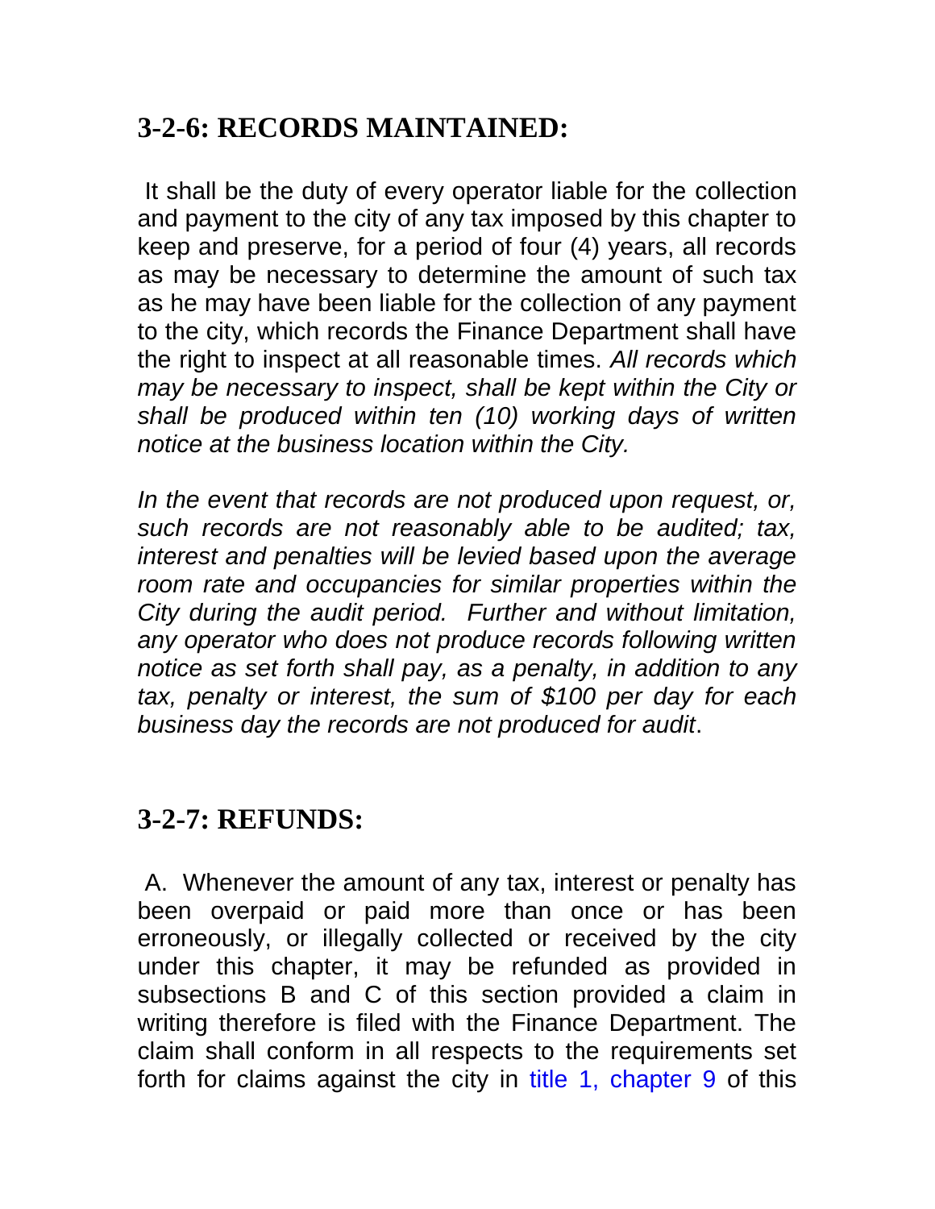## 3-2-6: RECORDS MAINTAINED:

It shall be the duty of every operator liable for the collection and payment to the city of any tax imposed by this chapter to keep and preserve, for a period of four (4) years, all records as may be necessary to determine the amount of such tax as he may have been liable for the collection of any payment to the city, which records the Finance Department shall have the right to inspect at all reasonable times. *All records which may be necessary to inspect, shall be kept within the City or shall be produced within ten (10) working days of written notice at the business location within the City.*

*In the event that records are not produced upon request, or, such records are not reasonably able to be audited; tax, interest and penalties will be levied based upon the average room rate and occupancies for similar properties within the City during the audit period. Further and without limitation, any operator who does not produce records following written notice as set forth shall pay, as a penalty, in addition to any tax, penalty or interest, the sum of $100 per day for each business day the records are not produced for audit*.

## 3-2-7: REFUNDS:

A. Whenever the amount of any tax, interest or penalty has been overpaid or paid more than once or has been erroneously, or illegally collected or received by the city under this chapter, it may be refunded as provided in subsections B and C of this section provided a claim in writing therefore is filed with the Finance Department. The claim shall conform in all respects to the requirements set forth for claims against the city in title 1, chapter 9 of this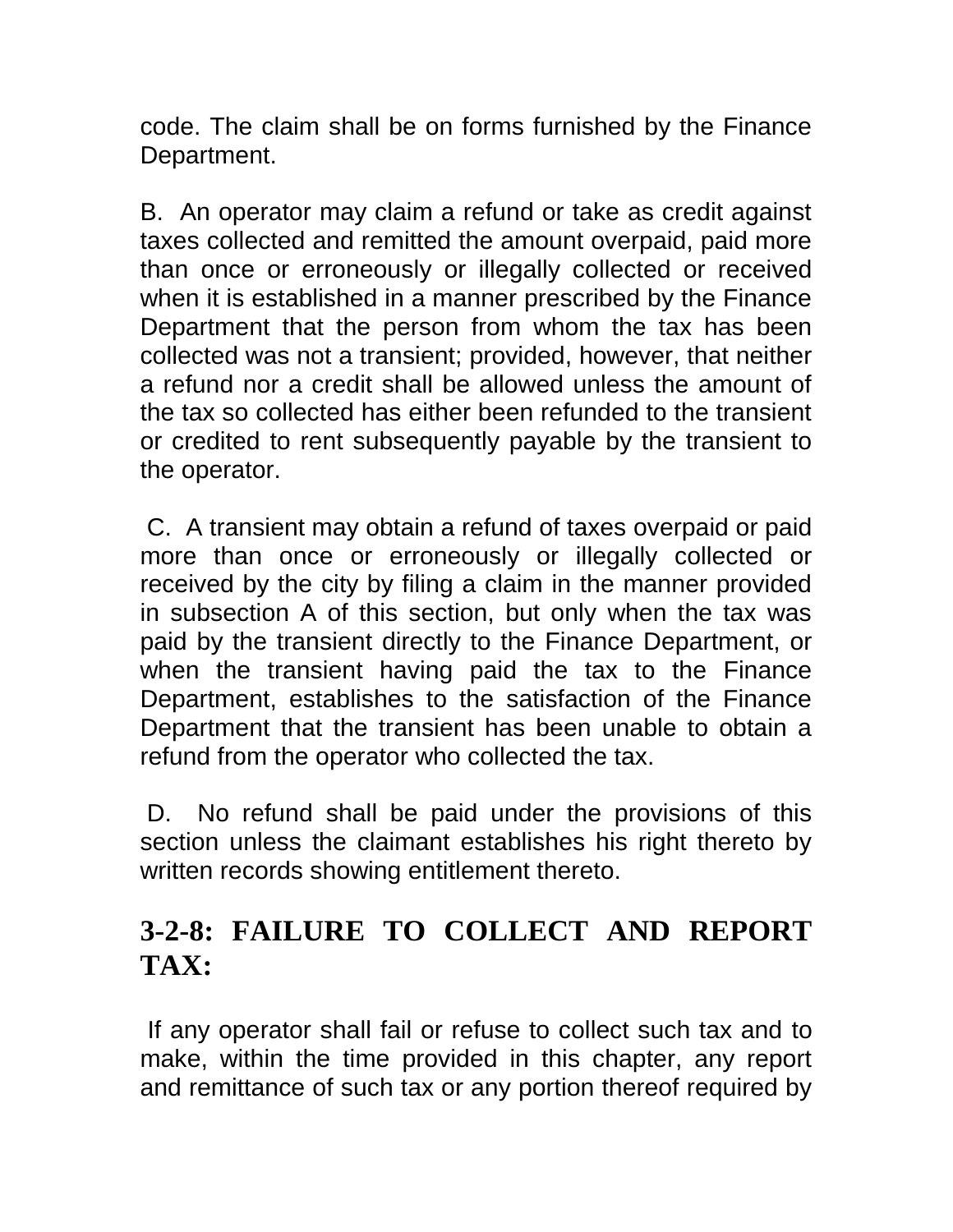code. The claim shall be on forms furnished by the Finance Department.

B. An operator may claim a refund or take as credit against taxes collected and remitted the amount overpaid, paid more than once or erroneously or illegally collected or received when it is established in a manner prescribed by the Finance Department that the person from whom the tax has been collected was not a transient; provided, however, that neither a refund nor a credit shall be allowed unless the amount of the tax so collected has either been refunded to the transient or credited to rent subsequently payable by the transient to the operator.

C. A transient may obtain a refund of taxes overpaid or paid more than once or erroneously or illegally collected or received by the city by filing a claim in the manner provided in subsection A of this section, but only when the tax was paid by the transient directly to the Finance Department, or when the transient having paid the tax to the Finance Department, establishes to the satisfaction of the Finance Department that the transient has been unable to obtain a refund from the operator who collected the tax.

D. No refund shall be paid under the provisions of this section unless the claimant establishes his right thereto by written records showing entitlement thereto.

## 3-2-8: FAILURE TO COLLECT AND REPORT TAX:

If any operator shall fail or refuse to collect such tax and to make, within the time provided in this chapter, any report and remittance of such tax or any portion thereof required by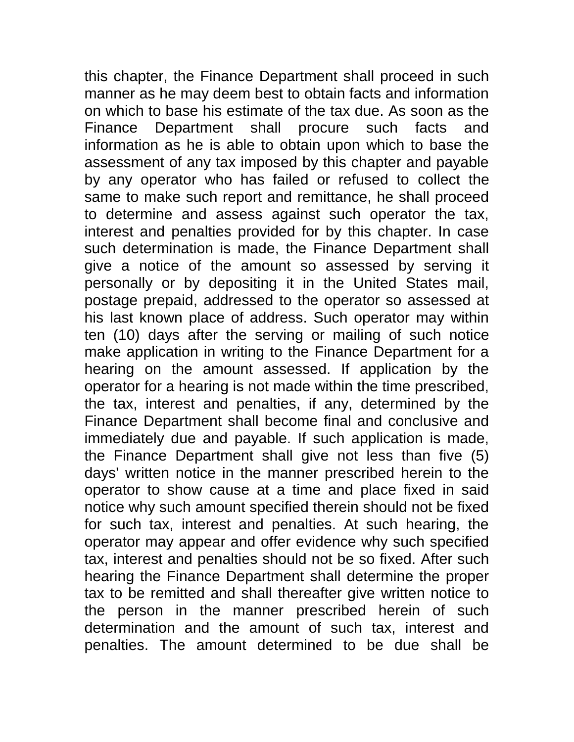this chapter, the Finance Department shall proceed in such manner as he may deem best to obtain facts and information on which to base his estimate of the tax due. As soon as the Finance Department shall procure such facts and information as he is able to obtain upon which to base the assessment of any tax imposed by this chapter and payable by any operator who has failed or refused to collect the same to make such report and remittance, he shall proceed to determine and assess against such operator the tax, interest and penalties provided for by this chapter. In case such determination is made, the Finance Department shall give a notice of the amount so assessed by serving it personally or by depositing it in the United States mail, postage prepaid, addressed to the operator so assessed at his last known place of address. Such operator may within ten (10) days after the serving or mailing of such notice make application in writing to the Finance Department for a hearing on the amount assessed. If application by the operator for a hearing is not made within the time prescribed, the tax, interest and penalties, if any, determined by the Finance Department shall become final and conclusive and immediately due and payable. If such application is made, the Finance Department shall give not less than five (5) days' written notice in the manner prescribed herein to the operator to show cause at a time and place fixed in said notice why such amount specified therein should not be fixed for such tax, interest and penalties. At such hearing, the operator may appear and offer evidence why such specified tax, interest and penalties should not be so fixed. After such hearing the Finance Department shall determine the proper tax to be remitted and shall thereafter give written notice to the person in the manner prescribed herein of such determination and the amount of such tax, interest and penalties. The amount determined to be due shall be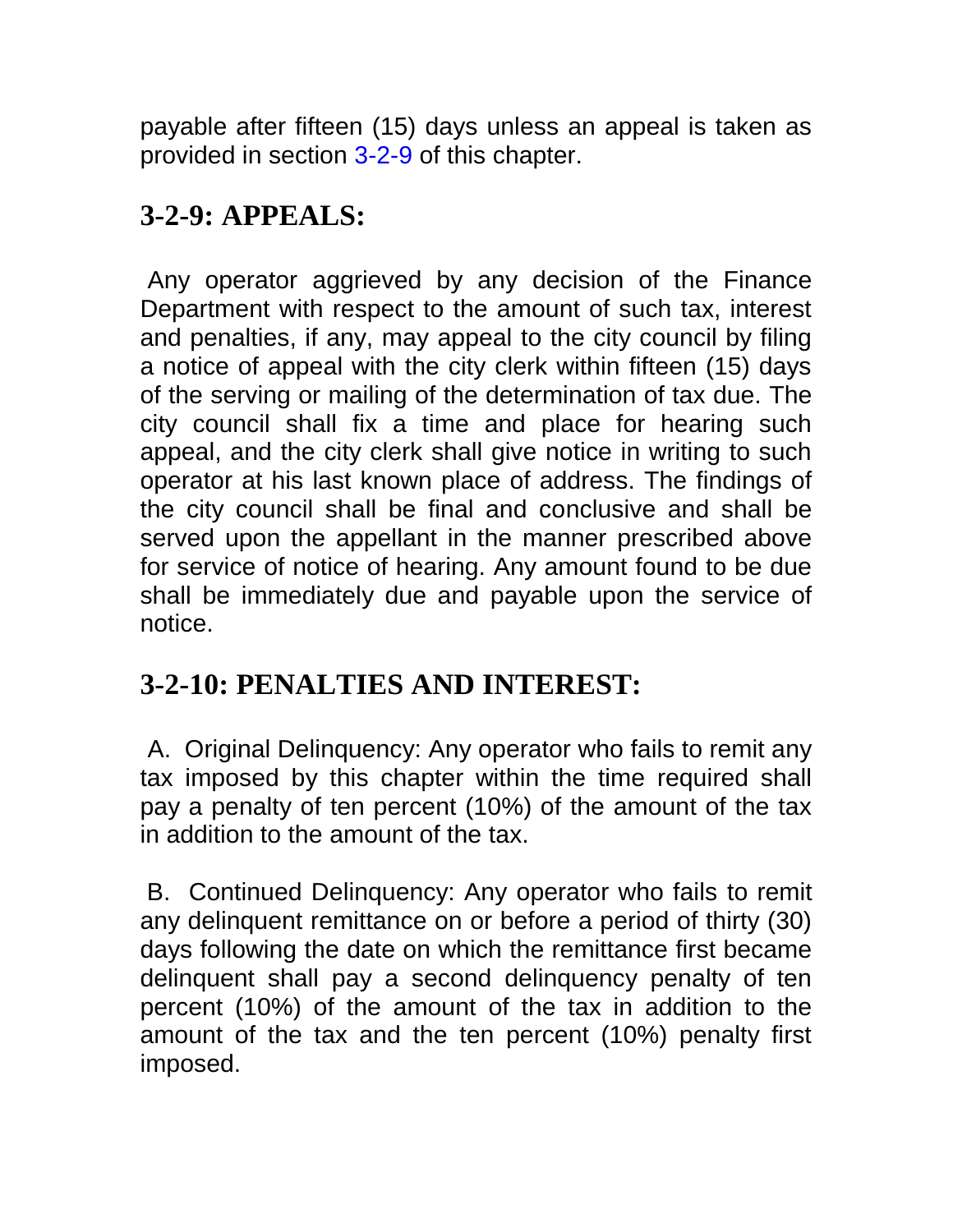payable after fifteen (15) days unless an appeal is taken as provided in section 3-2-9 of this chapter.

## 3-2-9: APPEALS:

Any operator aggrieved by any decision of the Finance Department with respect to the amount of such tax, interest and penalties, if any, may appeal to the city council by filing a notice of appeal with the city clerk within fifteen (15) days of the serving or mailing of the determination of tax due. The city council shall fix a time and place for hearing such appeal, and the city clerk shall give notice in writing to such operator at his last known place of address. The findings of the city council shall be final and conclusive and shall be served upon the appellant in the manner prescribed above for service of notice of hearing. Any amount found to be due shall be immediately due and payable upon the service of notice.

## 3-2-10: PENALTIES AND INTEREST:

A. Original Delinquency: Any operator who fails to remit any tax imposed by this chapter within the time required shall pay a penalty of ten percent (10%) of the amount of the tax in addition to the amount of the tax.

B. Continued Delinquency: Any operator who fails to remit any delinquent remittance on or before a period of thirty (30) days following the date on which the remittance first became delinquent shall pay a second delinquency penalty of ten percent (10%) of the amount of the tax in addition to the amount of the tax and the ten percent (10%) penalty first imposed.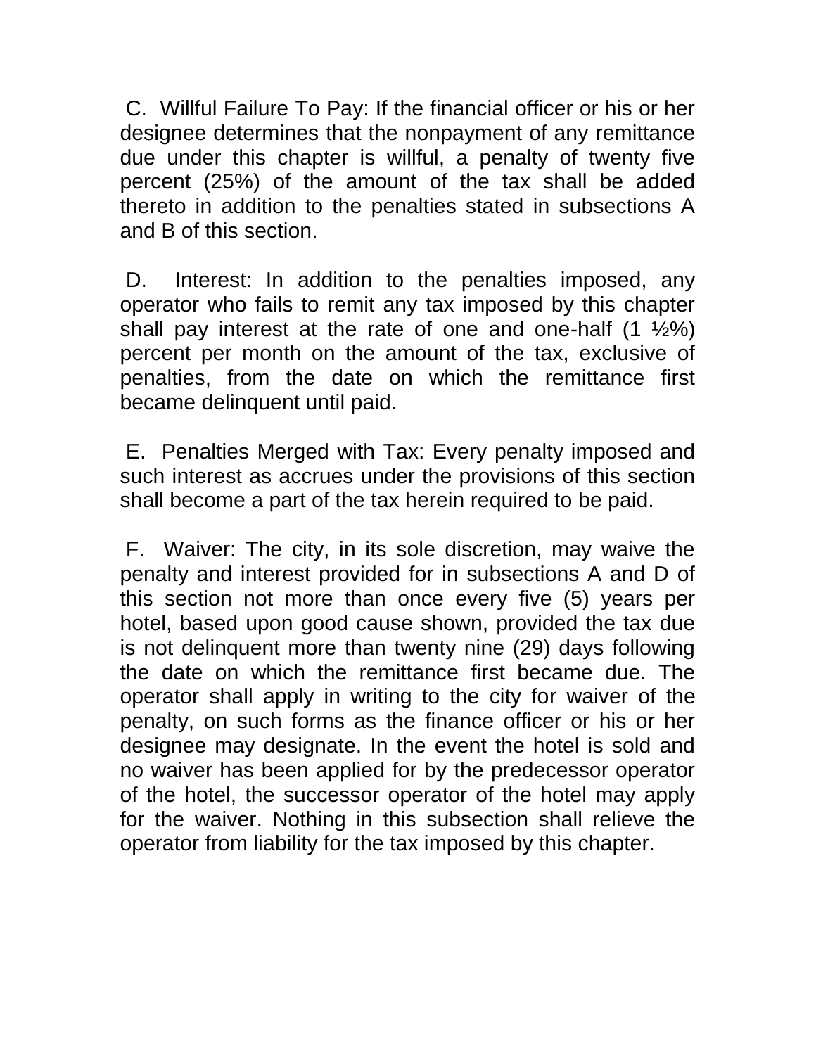C. Willful Failure To Pay: If the financial officer or his or her designee determines that the nonpayment of any remittance due under this chapter is willful, a penalty of twenty five percent (25%) of the amount of the tax shall be added thereto in addition to the penalties stated in subsections A and B of this section.

D. Interest: In addition to the penalties imposed, any operator who fails to remit any tax imposed by this chapter shall pay interest at the rate of one and one-half (1 ½%) percent per month on the amount of the tax, exclusive of penalties, from the date on which the remittance first became delinquent until paid.

E. Penalties Merged with Tax: Every penalty imposed and such interest as accrues under the provisions of this section shall become a part of the tax herein required to be paid.

F. Waiver: The city, in its sole discretion, may waive the penalty and interest provided for in subsections A and D of this section not more than once every five (5) years per hotel, based upon good cause shown, provided the tax due is not delinquent more than twenty nine (29) days following the date on which the remittance first became due. The operator shall apply in writing to the city for waiver of the penalty, on such forms as the finance officer or his or her designee may designate. In the event the hotel is sold and no waiver has been applied for by the predecessor operator of the hotel, the successor operator of the hotel may apply for the waiver. Nothing in this subsection shall relieve the operator from liability for the tax imposed by this chapter.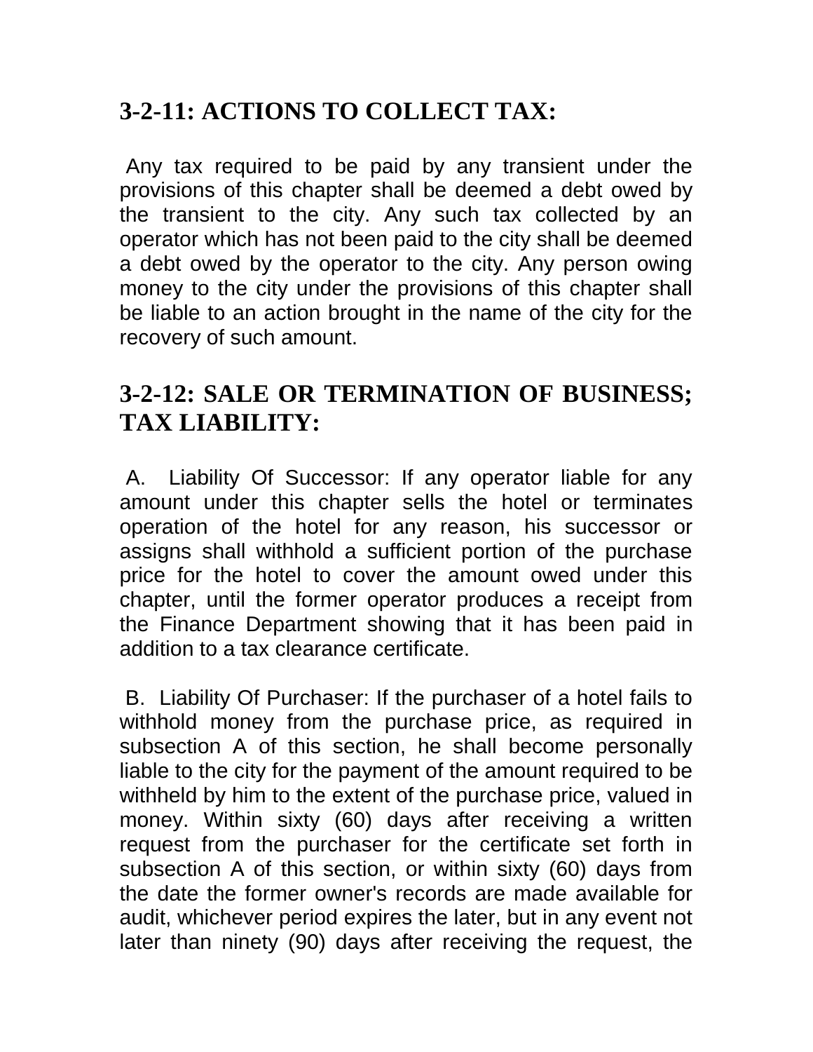## 3-2-11: ACTIONS TO COLLECT TAX:

Any tax required to be paid by any transient under the provisions of this chapter shall be deemed a debt owed by the transient to the city. Any such tax collected by an operator which has not been paid to the city shall be deemed a debt owed by the operator to the city. Any person owing money to the city under the provisions of this chapter shall be liable to an action brought in the name of the city for the recovery of such amount.

## 3-2-12: SALE OR TERMINATION OF BUSINESS; TAX LIABILITY:

A. Liability Of Successor: If any operator liable for any amount under this chapter sells the hotel or terminates operation of the hotel for any reason, his successor or assigns shall withhold a sufficient portion of the purchase price for the hotel to cover the amount owed under this chapter, until the former operator produces a receipt from the Finance Department showing that it has been paid in addition to a tax clearance certificate.

B. Liability Of Purchaser: If the purchaser of a hotel fails to withhold money from the purchase price, as required in subsection A of this section, he shall become personally liable to the city for the payment of the amount required to be withheld by him to the extent of the purchase price, valued in money. Within sixty (60) days after receiving a written request from the purchaser for the certificate set forth in subsection A of this section, or within sixty (60) days from the date the former owner's records are made available for audit, whichever period expires the later, but in any event not later than ninety (90) days after receiving the request, the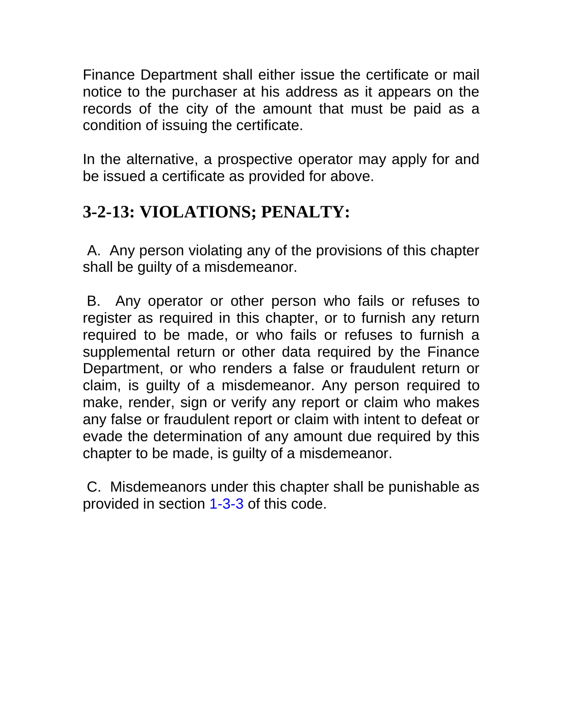Finance Department shall either issue the certificate or mail notice to the purchaser at his address as it appears on the records of the city of the amount that must be paid as a condition of issuing the certificate.

In the alternative, a prospective operator may apply for and be issued a certificate as provided for above.

## 3-2-13: VIOLATIONS; PENALTY:

A. Any person violating any of the provisions of this chapter shall be guilty of a misdemeanor.

B. Any operator or other person who fails or refuses to register as required in this chapter, or to furnish any return required to be made, or who fails or refuses to furnish a supplemental return or other data required by the Finance Department, or who renders a false or fraudulent return or claim, is guilty of a misdemeanor. Any person required to make, render, sign or verify any report or claim who makes any false or fraudulent report or claim with intent to defeat or evade the determination of any amount due required by this chapter to be made, is guilty of a misdemeanor.

C. Misdemeanors under this chapter shall be punishable as provided in section 1-3-3 of this code.